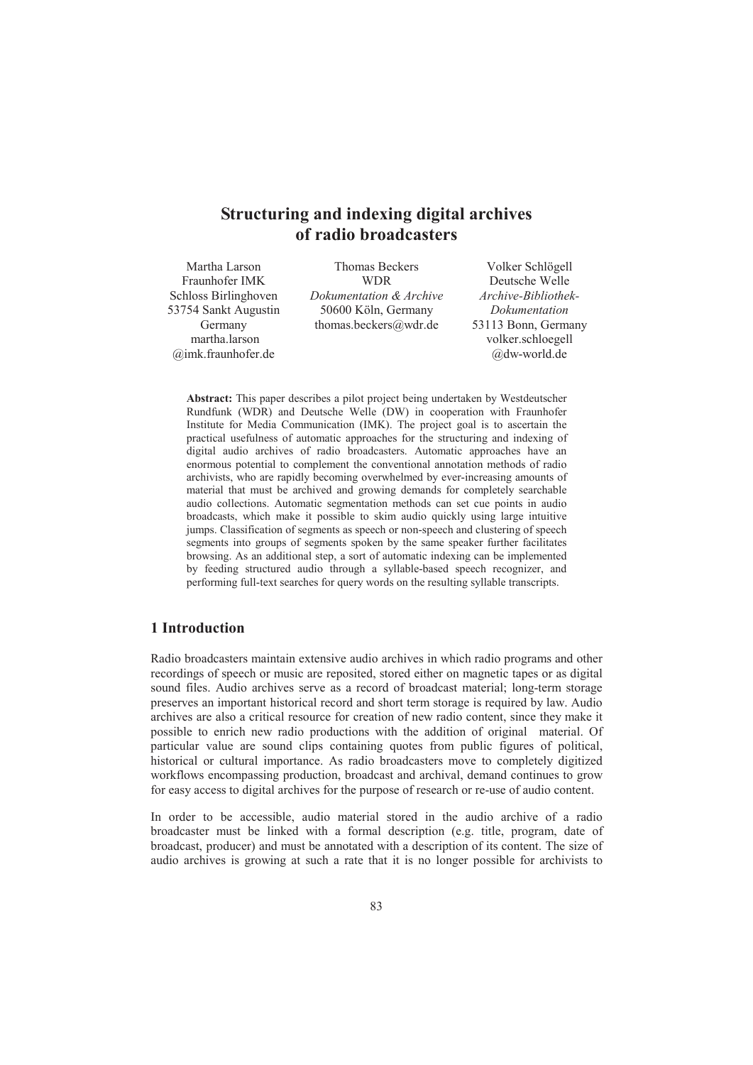# Structuring and indexing digital archives of radio broadcasters

Martha Larson
Fraunhofer IMK
Schloss Birlinghoven
53754 Sankt Augustin
Germany
martha.larson
@imk.fraunhofer.de

Thomas Beckers
WDR
*Dokumentation & Archive*
50600 Köln, Germany
thomas.beckers@wdr.de

Volker Schlögell
Deutsche Welle
*Archive-Bibliothek-Dokumentation*
53113 Bonn, Germany
volker.schloegell
@dw-world.de

**Abstract:** This paper describes a pilot project being undertaken by Westdeutscher Rundfunk (WDR) and Deutsche Welle (DW) in cooperation with Fraunhofer Institute for Media Communication (IMK). The project goal is to ascertain the practical usefulness of automatic approaches for the structuring and indexing of digital audio archives of radio broadcasters. Automatic approaches have an enormous potential to complement the conventional annotation methods of radio archivists, who are rapidly becoming overwhelmed by ever-increasing amounts of material that must be archived and growing demands for completely searchable audio collections. Automatic segmentation methods can set cue points in audio broadcasts, which make it possible to skim audio quickly using large intuitive jumps. Classification of segments as speech or non-speech and clustering of speech segments into groups of segments spoken by the same speaker further facilitates browsing. As an additional step, a sort of automatic indexing can be implemented by feeding structured audio through a syllable-based speech recognizer, and performing full-text searches for query words on the resulting syllable transcripts.

## 1 Introduction

Radio broadcasters maintain extensive audio archives in which radio programs and other recordings of speech or music are reposited, stored either on magnetic tapes or as digital sound files. Audio archives serve as a record of broadcast material; long-term storage preserves an important historical record and short term storage is required by law. Audio archives are also a critical resource for creation of new radio content, since they make it possible to enrich new radio productions with the addition of original material. Of particular value are sound clips containing quotes from public figures of political, historical or cultural importance. As radio broadcasters move to completely digitized workflows encompassing production, broadcast and archival, demand continues to grow for easy access to digital archives for the purpose of research or re-use of audio content.

In order to be accessible, audio material stored in the audio archive of a radio broadcaster must be linked with a formal description (e.g. title, program, date of broadcast, producer) and must be annotated with a description of its content. The size of audio archives is growing at such a rate that it is no longer possible for archivists to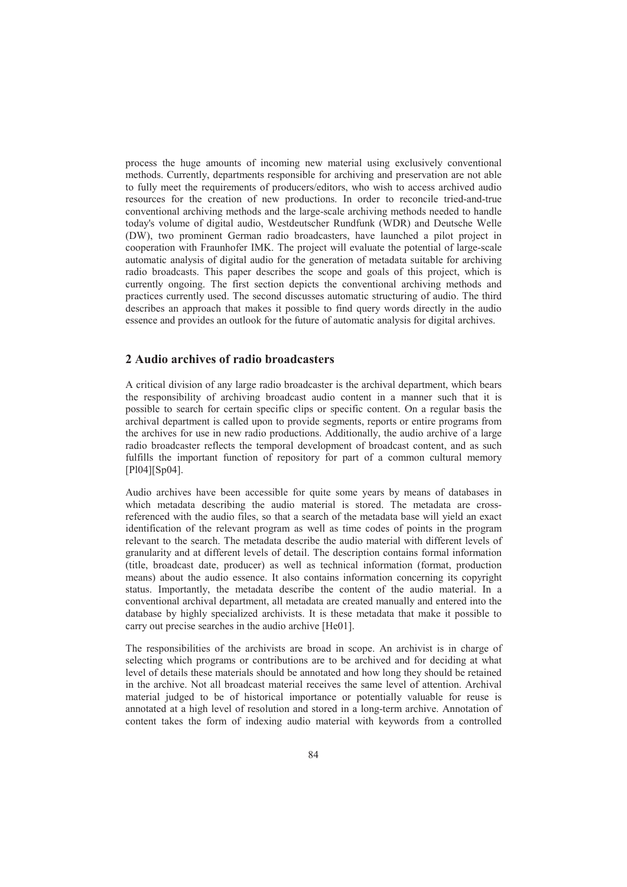process the huge amounts of incoming new material using exclusively conventional methods. Currently, departments responsible for archiving and preservation are not able to fully meet the requirements of producers/editors, who wish to access archived audio resources for the creation of new productions. In order to reconcile tried-and-true conventional archiving methods and the large-scale archiving methods needed to handle today's volume of digital audio, Westdeutscher Rundfunk (WDR) and Deutsche Welle (DW), two prominent German radio broadcasters, have launched a pilot project in cooperation with Fraunhofer IMK. The project will evaluate the potential of large-scale automatic analysis of digital audio for the generation of metadata suitable for archiving radio broadcasts. This paper describes the scope and goals of this project, which is currently ongoing. The first section depicts the conventional archiving methods and practices currently used. The second discusses automatic structuring of audio. The third describes an approach that makes it possible to find query words directly in the audio essence and provides an outlook for the future of automatic analysis for digital archives.

## 2 Audio archives of radio broadcasters

A critical division of any large radio broadcaster is the archival department, which bears the responsibility of archiving broadcast audio content in a manner such that it is possible to search for certain specific clips or specific content. On a regular basis the archival department is called upon to provide segments, reports or entire programs from the archives for use in new radio productions. Additionally, the audio archive of a large radio broadcaster reflects the temporal development of broadcast content, and as such fulfills the important function of repository for part of a common cultural memory [Pl04][Sp04].

Audio archives have been accessible for quite some years by means of databases in which metadata describing the audio material is stored. The metadata are cross-referenced with the audio files, so that a search of the metadata base will yield an exact identification of the relevant program as well as time codes of points in the program relevant to the search. The metadata describe the audio material with different levels of granularity and at different levels of detail. The description contains formal information (title, broadcast date, producer) as well as technical information (format, production means) about the audio essence. It also contains information concerning its copyright status. Importantly, the metadata describe the content of the audio material. In a conventional archival department, all metadata are created manually and entered into the database by highly specialized archivists. It is these metadata that make it possible to carry out precise searches in the audio archive [He01].

The responsibilities of the archivists are broad in scope. An archivist is in charge of selecting which programs or contributions are to be archived and for deciding at what level of details these materials should be annotated and how long they should be retained in the archive. Not all broadcast material receives the same level of attention. Archival material judged to be of historical importance or potentially valuable for reuse is annotated at a high level of resolution and stored in a long-term archive. Annotation of content takes the form of indexing audio material with keywords from a controlled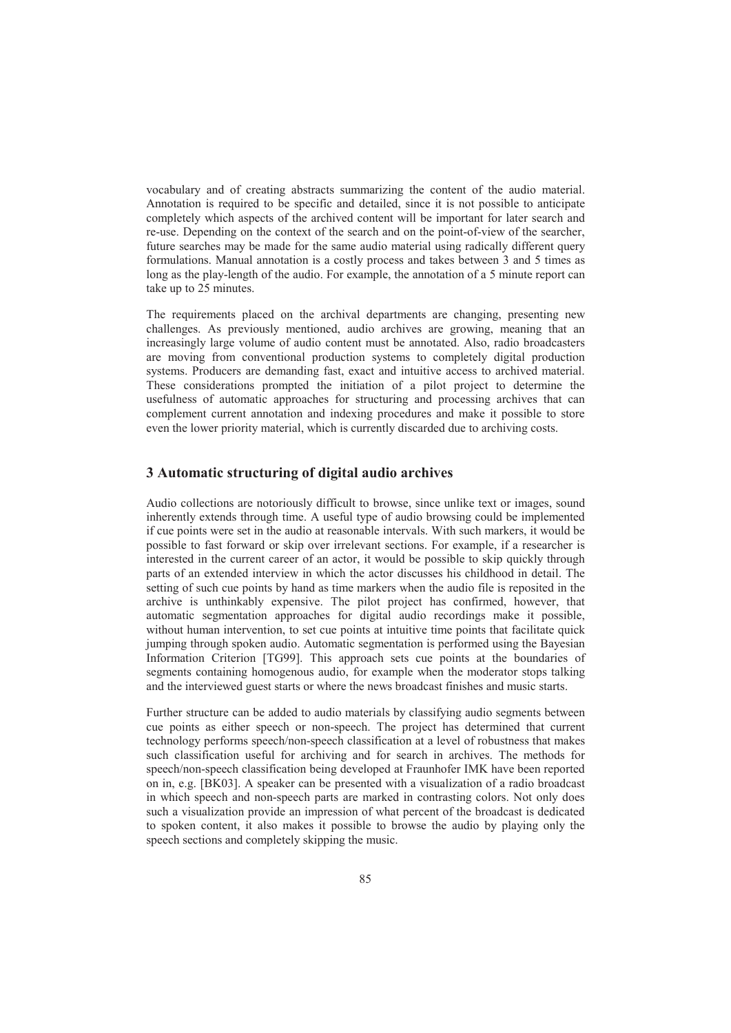vocabulary and of creating abstracts summarizing the content of the audio material. Annotation is required to be specific and detailed, since it is not possible to anticipate completely which aspects of the archived content will be important for later search and re-use. Depending on the context of the search and on the point-of-view of the searcher, future searches may be made for the same audio material using radically different query formulations. Manual annotation is a costly process and takes between 3 and 5 times as long as the play-length of the audio. For example, the annotation of a 5 minute report can take up to 25 minutes.

The requirements placed on the archival departments are changing, presenting new challenges. As previously mentioned, audio archives are growing, meaning that an increasingly large volume of audio content must be annotated. Also, radio broadcasters are moving from conventional production systems to completely digital production systems. Producers are demanding fast, exact and intuitive access to archived material. These considerations prompted the initiation of a pilot project to determine the usefulness of automatic approaches for structuring and processing archives that can complement current annotation and indexing procedures and make it possible to store even the lower priority material, which is currently discarded due to archiving costs.

## 3 Automatic structuring of digital audio archives

Audio collections are notoriously difficult to browse, since unlike text or images, sound inherently extends through time. A useful type of audio browsing could be implemented if cue points were set in the audio at reasonable intervals. With such markers, it would be possible to fast forward or skip over irrelevant sections. For example, if a researcher is interested in the current career of an actor, it would be possible to skip quickly through parts of an extended interview in which the actor discusses his childhood in detail. The setting of such cue points by hand as time markers when the audio file is reposited in the archive is unthinkably expensive. The pilot project has confirmed, however, that automatic segmentation approaches for digital audio recordings make it possible, without human intervention, to set cue points at intuitive time points that facilitate quick jumping through spoken audio. Automatic segmentation is performed using the Bayesian Information Criterion [TG99]. This approach sets cue points at the boundaries of segments containing homogenous audio, for example when the moderator stops talking and the interviewed guest starts or where the news broadcast finishes and music starts.

Further structure can be added to audio materials by classifying audio segments between cue points as either speech or non-speech. The project has determined that current technology performs speech/non-speech classification at a level of robustness that makes such classification useful for archiving and for search in archives. The methods for speech/non-speech classification being developed at Fraunhofer IMK have been reported on in, e.g. [BK03]. A speaker can be presented with a visualization of a radio broadcast in which speech and non-speech parts are marked in contrasting colors. Not only does such a visualization provide an impression of what percent of the broadcast is dedicated to spoken content, it also makes it possible to browse the audio by playing only the speech sections and completely skipping the music.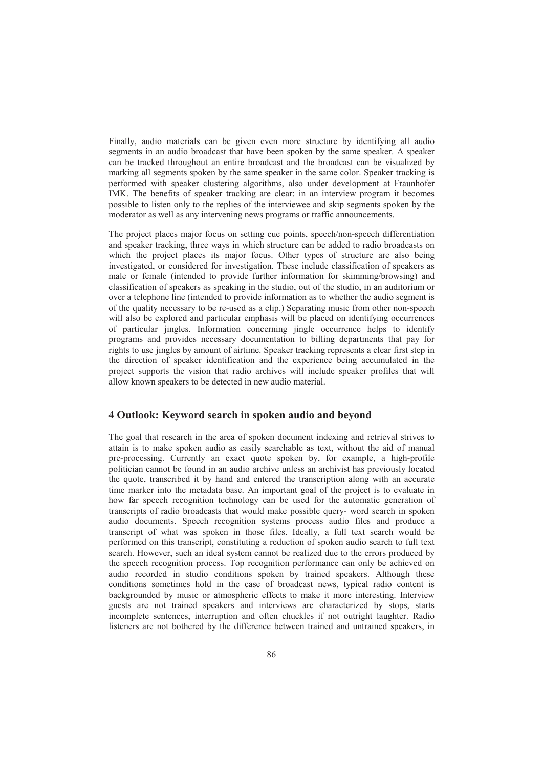Finally, audio materials can be given even more structure by identifying all audio segments in an audio broadcast that have been spoken by the same speaker. A speaker can be tracked throughout an entire broadcast and the broadcast can be visualized by marking all segments spoken by the same speaker in the same color. Speaker tracking is performed with speaker clustering algorithms, also under development at Fraunhofer IMK. The benefits of speaker tracking are clear: in an interview program it becomes possible to listen only to the replies of the interviewee and skip segments spoken by the moderator as well as any intervening news programs or traffic announcements.

The project places major focus on setting cue points, speech/non-speech differentiation and speaker tracking, three ways in which structure can be added to radio broadcasts on which the project places its major focus. Other types of structure are also being investigated, or considered for investigation. These include classification of speakers as male or female (intended to provide further information for skimming/browsing) and classification of speakers as speaking in the studio, out of the studio, in an auditorium or over a telephone line (intended to provide information as to whether the audio segment is of the quality necessary to be re-used as a clip.) Separating music from other non-speech will also be explored and particular emphasis will be placed on identifying occurrences of particular jingles. Information concerning jingle occurrence helps to identify programs and provides necessary documentation to billing departments that pay for rights to use jingles by amount of airtime. Speaker tracking represents a clear first step in the direction of speaker identification and the experience being accumulated in the project supports the vision that radio archives will include speaker profiles that will allow known speakers to be detected in new audio material.

## 4 Outlook: Keyword search in spoken audio and beyond

The goal that research in the area of spoken document indexing and retrieval strives to attain is to make spoken audio as easily searchable as text, without the aid of manual pre-processing. Currently an exact quote spoken by, for example, a high-profile politician cannot be found in an audio archive unless an archivist has previously located the quote, transcribed it by hand and entered the transcription along with an accurate time marker into the metadata base. An important goal of the project is to evaluate in how far speech recognition technology can be used for the automatic generation of transcripts of radio broadcasts that would make possible query- word search in spoken audio documents. Speech recognition systems process audio files and produce a transcript of what was spoken in those files. Ideally, a full text search would be performed on this transcript, constituting a reduction of spoken audio search to full text search. However, such an ideal system cannot be realized due to the errors produced by the speech recognition process. Top recognition performance can only be achieved on audio recorded in studio conditions spoken by trained speakers. Although these conditions sometimes hold in the case of broadcast news, typical radio content is backgrounded by music or atmospheric effects to make it more interesting. Interview guests are not trained speakers and interviews are characterized by stops, starts incomplete sentences, interruption and often chuckles if not outright laughter. Radio listeners are not bothered by the difference between trained and untrained speakers, in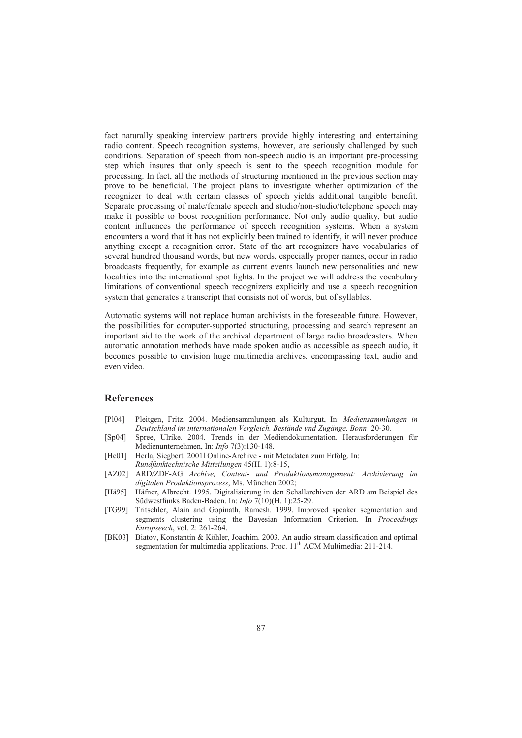fact naturally speaking interview partners provide highly interesting and entertaining radio content. Speech recognition systems, however, are seriously challenged by such conditions. Separation of speech from non-speech audio is an important pre-processing step which insures that only speech is sent to the speech recognition module for processing. In fact, all the methods of structuring mentioned in the previous section may prove to be beneficial. The project plans to investigate whether optimization of the recognizer to deal with certain classes of speech yields additional tangible benefit. Separate processing of male/female speech and studio/non-studio/telephone speech may make it possible to boost recognition performance. Not only audio quality, but audio content influences the performance of speech recognition systems. When a system encounters a word that it has not explicitly been trained to identify, it will never produce anything except a recognition error. State of the art recognizers have vocabularies of several hundred thousand words, but new words, especially proper names, occur in radio broadcasts frequently, for example as current events launch new personalities and new localities into the international spot lights. In the project we will address the vocabulary limitations of conventional speech recognizers explicitly and use a speech recognition system that generates a transcript that consists not of words, but of syllables.

Automatic systems will not replace human archivists in the foreseeable future. However, the possibilities for computer-supported structuring, processing and search represent an important aid to the work of the archival department of large radio broadcasters. When automatic annotation methods have made spoken audio as accessible as speech audio, it becomes possible to envision huge multimedia archives, encompassing text, audio and even video.

## References

[Pl04] Pleitgen, Fritz. 2004. Mediensammlungen als Kulturgut, In: *Mediensammlungen in Deutschland im internationalen Vergleich. Bestände und Zugänge, Bonn*: 20-30.

[Sp04] Spree, Ulrike. 2004. Trends in der Mediendokumentation. Herausforderungen für Medienunternehmen, In: *Info* 7(3):130-148.

[He01] Herla, Siegbert. 2001l Online-Archive - mit Metadaten zum Erfolg. In: *Rundfunktechnische Mitteilungen* 45(H. 1):8-15,

[AZ02] ARD/ZDF-AG *Archive, Content- und Produktionsmanagement: Archivierung im digitalen Produktionsprozess*, Ms. München 2002;

[Hä95] Häfner, Albrecht. 1995. Digitalisierung in den Schallarchiven der ARD am Beispiel des Südwestfunks Baden-Baden. In: *Info* 7(10)(H. 1):25-29.

[TG99] Tritschler, Alain and Gopinath, Ramesh. 1999. Improved speaker segmentation and segments clustering using the Bayesian Information Criterion. In *Proceedings Europseech*, vol. 2: 261-264.

[BK03] Biatov, Konstantin & Köhler, Joachim. 2003. An audio stream classification and optimal segmentation for multimedia applications. Proc. 11th ACM Multimedia: 211-214.